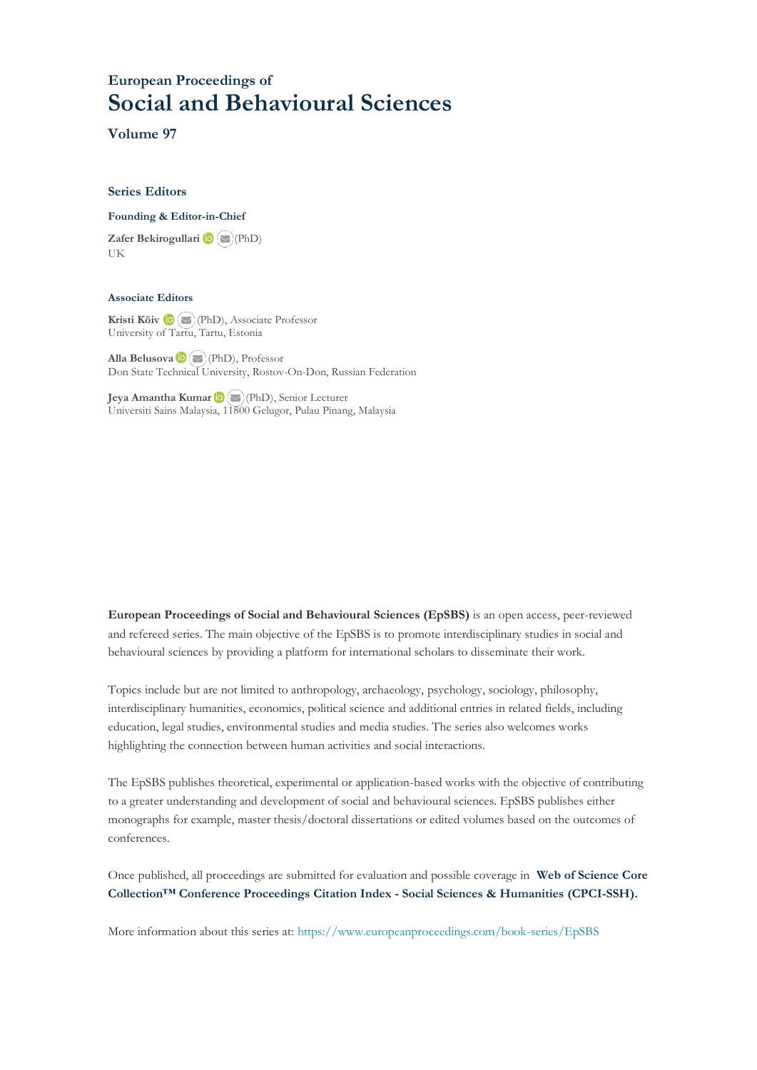### European Proceedings of

# Social and Behavioural Sciences

### Volume 97

#### Series Editors

**Founding & Editor-in-Chief**

**Zafer Bekirogullari** (PhD)
UK

**Associate Editors**

**Kristi Köiv** (PhD), Associate Professor
University of Tartu, Tartu, Estonia

**Alla Belusova** (PhD), Professor
Don State Technical University, Rostov-On-Don, Russian Federation

**Jeya Amantha Kumar** (PhD), Senior Lecturer
Universiti Sains Malaysia, 11800 Gelugor, Pulau Pinang, Malaysia

**European Proceedings of Social and Behavioural Sciences (EpSBS)** is an open access, peer-reviewed and refereed series. The main objective of the EpSBS is to promote interdisciplinary studies in social and behavioural sciences by providing a platform for international scholars to disseminate their work.

Topics include but are not limited to anthropology, archaeology, psychology, sociology, philosophy, interdisciplinary humanities, economics, political science and additional entries in related fields, including education, legal studies, environmental studies and media studies. The series also welcomes works highlighting the connection between human activities and social interactions.

The EpSBS publishes theoretical, experimental or application-based works with the objective of contributing to a greater understanding and development of social and behavioural sciences. EpSBS publishes either monographs for example, master thesis/doctoral dissertations or edited volumes based on the outcomes of conferences.

Once published, all proceedings are submitted for evaluation and possible coverage in **Web of Science Core Collection™ Conference Proceedings Citation Index - Social Sciences & Humanities (CPCI-SSH).**

More information about this series at: https://www.europeanproceedings.com/book-series/EpSBS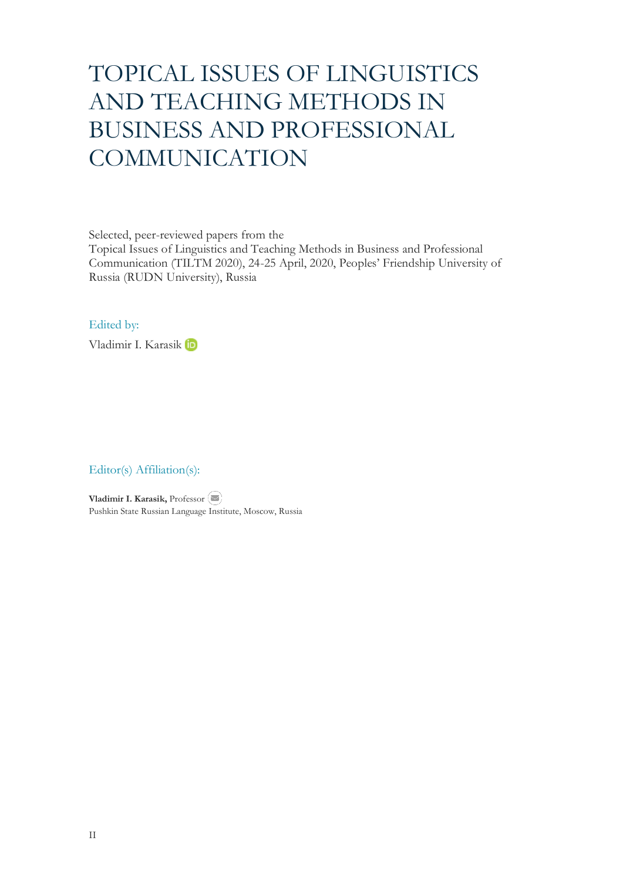# TOPICAL ISSUES OF LINGUISTICS AND TEACHING METHODS IN BUSINESS AND PROFESSIONAL COMMUNICATION

Selected, peer-reviewed papers from the
Topical Issues of Linguistics and Teaching Methods in Business and Professional Communication (TILTM 2020), 24-25 April, 2020, Peoples' Friendship University of Russia (RUDN University), Russia

Edited by:

Vladimir I. Karasik

Editor(s) Affiliation(s):

**Vladimir I. Karasik,** Professor
Pushkin State Russian Language Institute, Moscow, Russia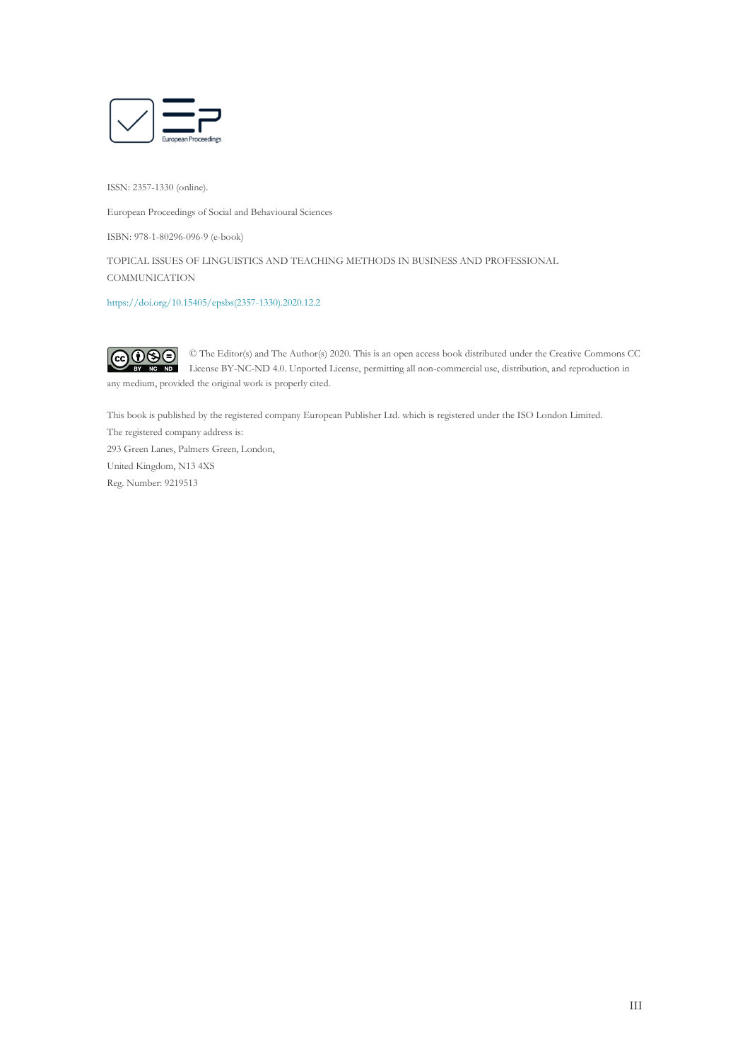ISSN: 2357-1330 (online).

European Proceedings of Social and Behavioural Sciences

ISBN: 978-1-80296-096-9 (e-book)

TOPICAL ISSUES OF LINGUISTICS AND TEACHING METHODS IN BUSINESS AND PROFESSIONAL COMMUNICATION

https://doi.org/10.15405/epsbs(2357-1330).2020.12.2

© The Editor(s) and The Author(s) 2020. This is an open access book distributed under the Creative Commons CC License BY-NC-ND 4.0. Unported License, permitting all non-commercial use, distribution, and reproduction in any medium, provided the original work is properly cited.

This book is published by the registered company European Publisher Ltd. which is registered under the ISO London Limited.

The registered company address is:

293 Green Lanes, Palmers Green, London,

United Kingdom, N13 4XS

Reg. Number: 9219513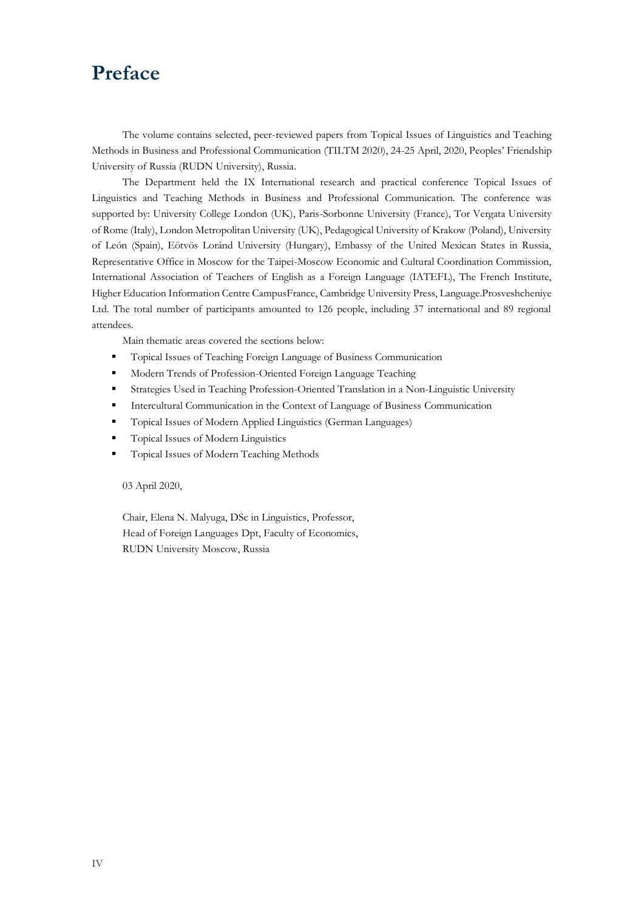# Preface

The volume contains selected, peer-reviewed papers from Topical Issues of Linguistics and Teaching Methods in Business and Professional Communication (TILTM 2020), 24-25 April, 2020, Peoples' Friendship University of Russia (RUDN University), Russia.

The Department held the IX International research and practical conference Topical Issues of Linguistics and Teaching Methods in Business and Professional Communication. The conference was supported by: University College London (UK), Paris-Sorbonne University (France), Tor Vergata University of Rome (Italy), London Metropolitan University (UK), Pedagogical University of Krakow (Poland), University of León (Spain), Eötvös Loránd University (Hungary), Embassy of the United Mexican States in Russia, Representative Office in Moscow for the Taipei-Moscow Economic and Cultural Coordination Commission, International Association of Teachers of English as a Foreign Language (IATEFL), The French Institute, Higher Education Information Centre CampusFrance, Cambridge University Press, Language.Prosveshcheniye Ltd. The total number of participants amounted to 126 people, including 37 international and 89 regional attendees.

Main thematic areas covered the sections below:

- Topical Issues of Teaching Foreign Language of Business Communication
- Modern Trends of Profession-Oriented Foreign Language Teaching
- Strategies Used in Teaching Profession-Oriented Translation in a Non-Linguistic University
- Intercultural Communication in the Context of Language of Business Communication
- Topical Issues of Modern Applied Linguistics (German Languages)
- Topical Issues of Modern Linguistics
- Topical Issues of Modern Teaching Methods

03 April 2020,

Chair, Elena N. Malyuga, DSc in Linguistics, Professor,
Head of Foreign Languages Dpt, Faculty of Economics,
RUDN University Moscow, Russia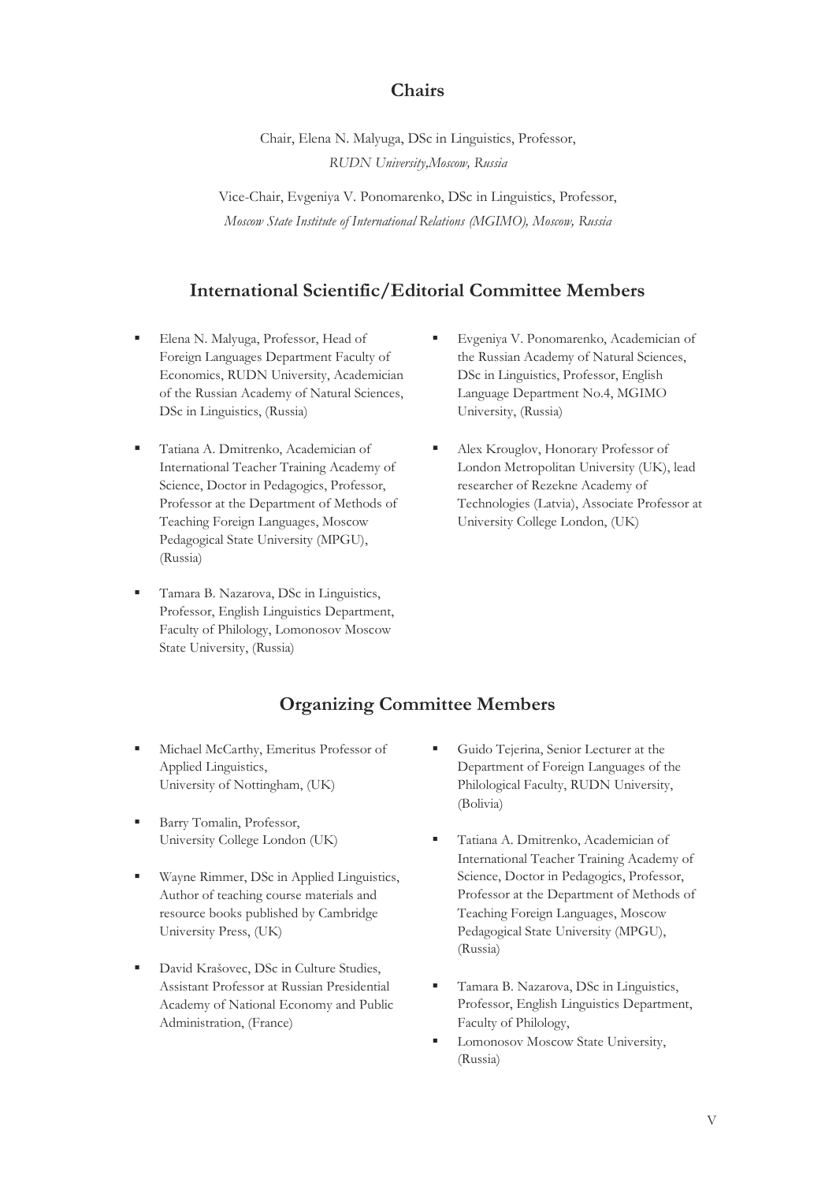## Chairs

Chair, Elena N. Malyuga, DSc in Linguistics, Professor,
*RUDN University,Moscow, Russia*

Vice-Chair, Evgeniya V. Ponomarenko, DSc in Linguistics, Professor,
*Moscow State Institute of International Relations (MGIMO), Moscow, Russia*

## International Scientific/Editorial Committee Members

- Elena N. Malyuga, Professor, Head of Foreign Languages Department Faculty of Economics, RUDN University, Academician of the Russian Academy of Natural Sciences, DSc in Linguistics, (Russia)
- Tatiana A. Dmitrenko, Academician of International Teacher Training Academy of Science, Doctor in Pedagogics, Professor, Professor at the Department of Methods of Teaching Foreign Languages, Moscow Pedagogical State University (MPGU), (Russia)
- Tamara B. Nazarova, DSc in Linguistics, Professor, English Linguistics Department, Faculty of Philology, Lomonosov Moscow State University, (Russia)
- Evgeniya V. Ponomarenko, Academician of the Russian Academy of Natural Sciences, DSc in Linguistics, Professor, English Language Department No.4, MGIMO University, (Russia)
- Alex Krouglov, Honorary Professor of London Metropolitan University (UK), lead researcher of Rezekne Academy of Technologies (Latvia), Associate Professor at University College London, (UK)

## Organizing Committee Members

- Michael McCarthy, Emeritus Professor of Applied Linguistics, University of Nottingham, (UK)
- Barry Tomalin, Professor, University College London (UK)
- Wayne Rimmer, DSc in Applied Linguistics, Author of teaching course materials and resource books published by Cambridge University Press, (UK)
- David Krašovec, DSc in Culture Studies, Assistant Professor at Russian Presidential Academy of National Economy and Public Administration, (France)
- Guido Tejerina, Senior Lecturer at the Department of Foreign Languages of the Philological Faculty, RUDN University, (Bolivia)
- Tatiana A. Dmitrenko, Academician of International Teacher Training Academy of Science, Doctor in Pedagogics, Professor, Professor at the Department of Methods of Teaching Foreign Languages, Moscow Pedagogical State University (MPGU), (Russia)
- Tamara B. Nazarova, DSc in Linguistics, Professor, English Linguistics Department, Faculty of Philology,
- Lomonosov Moscow State University, (Russia)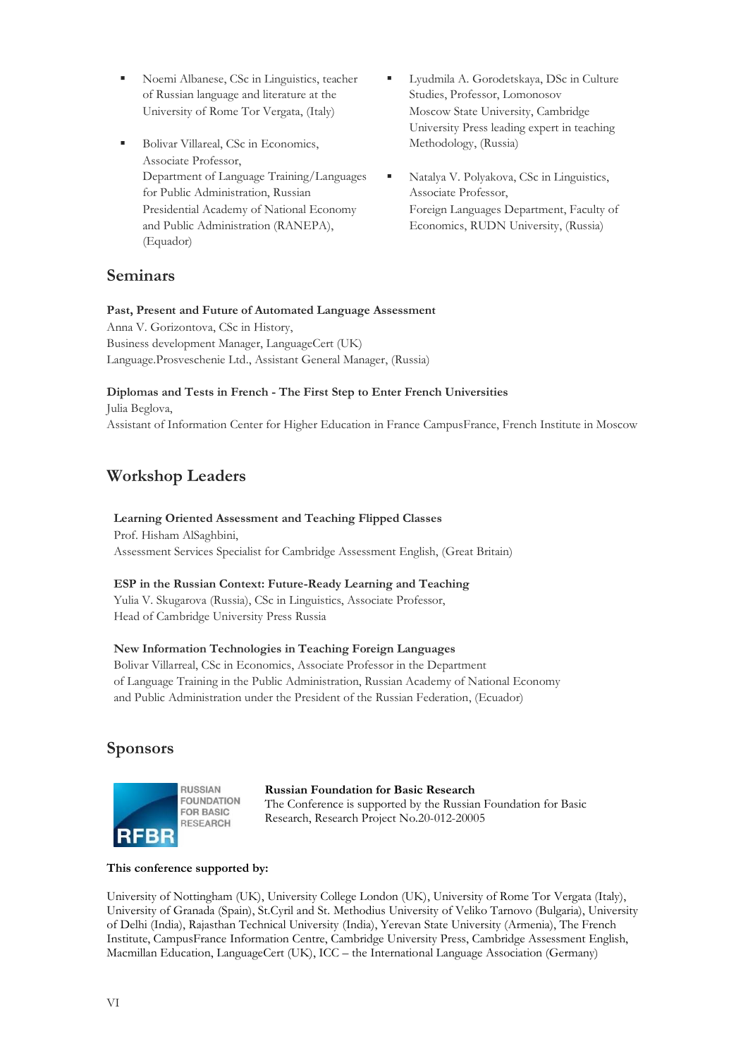- Noemi Albanese, CSc in Linguistics, teacher of Russian language and literature at the University of Rome Tor Vergata, (Italy)
- Bolivar Villareal, CSc in Economics, Associate Professor, Department of Language Training/Languages for Public Administration, Russian Presidential Academy of National Economy and Public Administration (RANEPA), (Equador)
- Lyudmila A. Gorodetskaya, DSc in Culture Studies, Professor, Lomonosov Moscow State University, Cambridge University Press leading expert in teaching Methodology, (Russia)
- Natalya V. Polyakova, CSc in Linguistics, Associate Professor, Foreign Languages Department, Faculty of Economics, RUDN University, (Russia)

## Seminars

**Past, Present and Future of Automated Language Assessment**
Anna V. Gorizontova, CSc in History,
Business development Manager, LanguageCert (UK)
Language.Prosveschenie Ltd., Assistant General Manager, (Russia)

**Diplomas and Tests in French - The First Step to Enter French Universities**
Julia Beglova,
Assistant of Information Center for Higher Education in France CampusFrance, French Institute in Moscow

## Workshop Leaders

**Learning Oriented Assessment and Teaching Flipped Classes**
Prof. Hisham AlSaghbini,
Assessment Services Specialist for Cambridge Assessment English, (Great Britain)

**ESP in the Russian Context: Future-Ready Learning and Teaching**
Yulia V. Skugarova (Russia), CSc in Linguistics, Associate Professor,
Head of Cambridge University Press Russia

**New Information Technologies in Teaching Foreign Languages**
Bolivar Villarreal, CSc in Economics, Associate Professor in the Department of Language Training in the Public Administration, Russian Academy of National Economy and Public Administration under the President of the Russian Federation, (Ecuador)

## Sponsors

RUSSIAN FOUNDATION FOR BASIC RESEARCH
RFBR

**Russian Foundation for Basic Research**
The Conference is supported by the Russian Foundation for Basic Research, Research Project No.20-012-20005

**This conference supported by:**

University of Nottingham (UK), University College London (UK), University of Rome Tor Vergata (Italy), University of Granada (Spain), St.Cyril and St. Methodius University of Veliko Tarnovo (Bulgaria), University of Delhi (India), Rajasthan Technical University (India), Yerevan State University (Armenia), The French Institute, CampusFrance Information Centre, Cambridge University Press, Cambridge Assessment English, Macmillan Education, LanguageCert (UK), ICC – the International Language Association (Germany)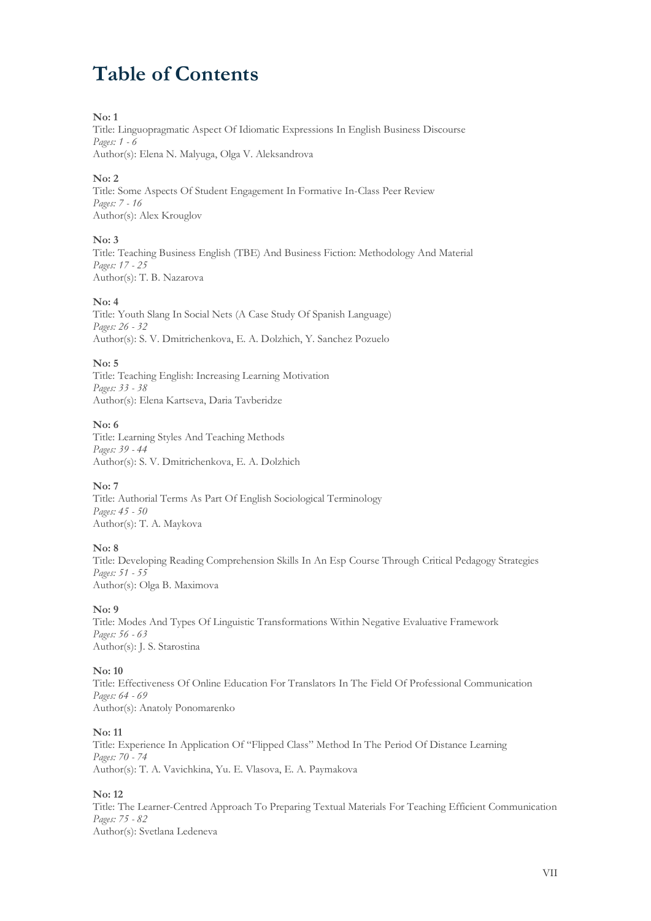# Table of Contents

**No: 1**
Title: Linguopragmatic Aspect Of Idiomatic Expressions In English Business Discourse
*Pages: 1 - 6*
Author(s): Elena N. Malyuga, Olga V. Aleksandrova

**No: 2**
Title: Some Aspects Of Student Engagement In Formative In-Class Peer Review
*Pages: 7 - 16*
Author(s): Alex Krouglov

**No: 3**
Title: Teaching Business English (TBE) And Business Fiction: Methodology And Material
*Pages: 17 - 25*
Author(s): T. B. Nazarova

**No: 4**
Title: Youth Slang In Social Nets (A Case Study Of Spanish Language)
*Pages: 26 - 32*
Author(s): S. V. Dmitrichenkova, E. A. Dolzhich, Y. Sanchez Pozuelo

**No: 5**
Title: Teaching English: Increasing Learning Motivation
*Pages: 33 - 38*
Author(s): Elena Kartseva, Daria Tavberidze

**No: 6**
Title: Learning Styles And Teaching Methods
*Pages: 39 - 44*
Author(s): S. V. Dmitrichenkova, E. A. Dolzhich

**No: 7**
Title: Authorial Terms As Part Of English Sociological Terminology
*Pages: 45 - 50*
Author(s): T. A. Maykova

**No: 8**
Title: Developing Reading Comprehension Skills In An Esp Course Through Critical Pedagogy Strategies
*Pages: 51 - 55*
Author(s): Olga B. Maximova

**No: 9**
Title: Modes And Types Of Linguistic Transformations Within Negative Evaluative Framework
*Pages: 56 - 63*
Author(s): J. S. Starostina

**No: 10**
Title: Effectiveness Of Online Education For Translators In The Field Of Professional Communication
*Pages: 64 - 69*
Author(s): Anatoly Ponomarenko

**No: 11**
Title: Experience In Application Of "Flipped Class" Method In The Period Of Distance Learning
*Pages: 70 - 74*
Author(s): T. A. Vavichkina, Yu. E. Vlasova, E. A. Paymakova

**No: 12**
Title: The Learner-Centred Approach To Preparing Textual Materials For Teaching Efficient Communication
*Pages: 75 - 82*
Author(s): Svetlana Ledeneva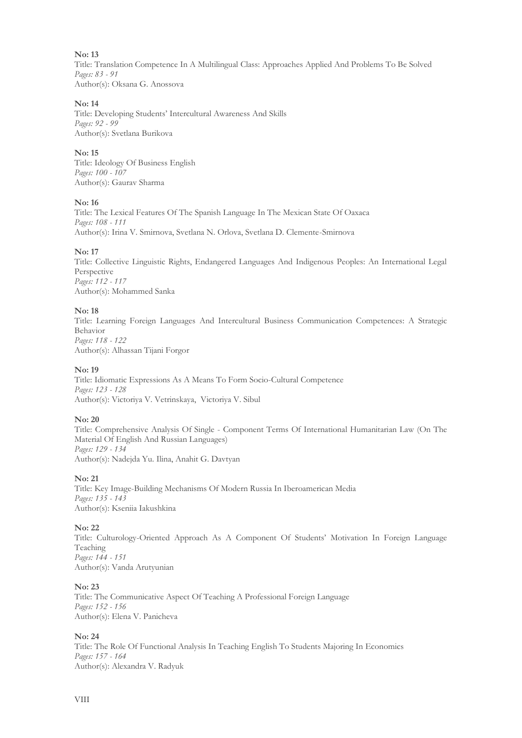**No: 13**
Title: Translation Competence In A Multilingual Class: Approaches Applied And Problems To Be Solved
*Pages: 83 - 91*
Author(s): Oksana G. Anossova

**No: 14**
Title: Developing Students' Intercultural Awareness And Skills
*Pages: 92 - 99*
Author(s): Svetlana Burikova

**No: 15**
Title: Ideology Of Business English
*Pages: 100 - 107*
Author(s): Gaurav Sharma

**No: 16**
Title: The Lexical Features Of The Spanish Language In The Mexican State Of Oaxaca
*Pages: 108 - 111*
Author(s): Irina V. Smirnova, Svetlana N. Orlova, Svetlana D. Clemente-Smirnova

**No: 17**
Title: Collective Linguistic Rights, Endangered Languages And Indigenous Peoples: An International Legal Perspective
*Pages: 112 - 117*
Author(s): Mohammed Sanka

**No: 18**
Title: Learning Foreign Languages And Intercultural Business Communication Competences: A Strategic Behavior
*Pages: 118 - 122*
Author(s): Alhassan Tijani Forgor

**No: 19**
Title: Idiomatic Expressions As A Means To Form Socio-Cultural Competence
*Pages: 123 - 128*
Author(s): Victoriya V. Vetrinskaya, Victoriya V. Sibul

**No: 20**
Title: Comprehensive Analysis Of Single - Component Terms Of International Humanitarian Law (On The Material Of English And Russian Languages)
*Pages: 129 - 134*
Author(s): Nadejda Yu. Ilina, Anahit G. Davtyan

**No: 21**
Title: Key Image-Building Mechanisms Of Modern Russia In Iberoamerican Media
*Pages: 135 - 143*
Author(s): Kseniia Iakushkina

**No: 22**
Title: Culturology-Oriented Approach As A Component Of Students' Motivation In Foreign Language Teaching
*Pages: 144 - 151*
Author(s): Vanda Arutyunian

**No: 23**
Title: The Communicative Aspect Of Teaching A Professional Foreign Language
*Pages: 152 - 156*
Author(s): Elena V. Panicheva

**No: 24**
Title: The Role Of Functional Analysis In Teaching English To Students Majoring In Economics
*Pages: 157 - 164*
Author(s): Alexandra V. Radyuk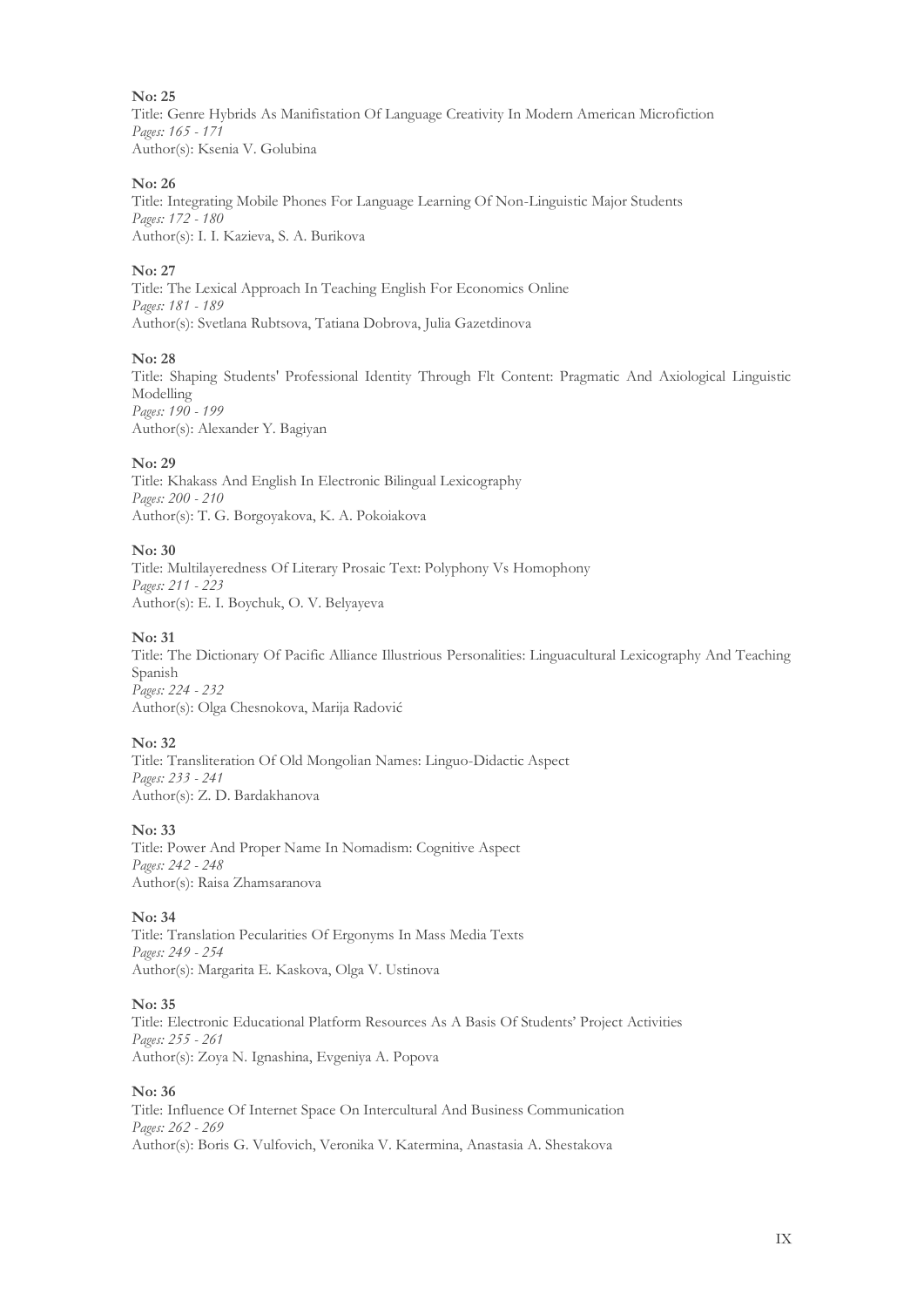**No: 25**
Title: Genre Hybrids As Manifistation Of Language Creativity In Modern American Microfiction
*Pages: 165 - 171*
Author(s): Ksenia V. Golubina

**No: 26**
Title: Integrating Mobile Phones For Language Learning Of Non-Linguistic Major Students
*Pages: 172 - 180*
Author(s): I. I. Kazieva, S. A. Burikova

**No: 27**
Title: The Lexical Approach In Teaching English For Economics Online
*Pages: 181 - 189*
Author(s): Svetlana Rubtsova, Tatiana Dobrova, Julia Gazetdinova

**No: 28**
Title: Shaping Students' Professional Identity Through Flt Content: Pragmatic And Axiological Linguistic Modelling
*Pages: 190 - 199*
Author(s): Alexander Y. Bagiyan

**No: 29**
Title: Khakass And English In Electronic Bilingual Lexicography
*Pages: 200 - 210*
Author(s): T. G. Borgoyakova, K. A. Pokoiakova

**No: 30**
Title: Multilayeredness Of Literary Prosaic Text: Polyphony Vs Homophony
*Pages: 211 - 223*
Author(s): E. I. Boychuk, O. V. Belyayeva

**No: 31**
Title: The Dictionary Of Pacific Alliance Illustrious Personalities: Linguacultural Lexicography And Teaching Spanish
*Pages: 224 - 232*
Author(s): Olga Chesnokova, Marija Radović

**No: 32**
Title: Transliteration Of Old Mongolian Names: Linguo-Didactic Aspect
*Pages: 233 - 241*
Author(s): Z. D. Bardakhanova

**No: 33**
Title: Power And Proper Name In Nomadism: Cognitive Aspect
*Pages: 242 - 248*
Author(s): Raisa Zhamsaranova

**No: 34**
Title: Translation Pecularities Of Ergonyms In Mass Media Texts
*Pages: 249 - 254*
Author(s): Margarita E. Kaskova, Olga V. Ustinova

**No: 35**
Title: Electronic Educational Platform Resources As A Basis Of Students' Project Activities
*Pages: 255 - 261*
Author(s): Zoya N. Ignashina, Evgeniya A. Popova

**No: 36**
Title: Influence Of Internet Space On Intercultural And Business Communication
*Pages: 262 - 269*
Author(s): Boris G. Vulfovich, Veronika V. Katermina, Anastasia A. Shestakova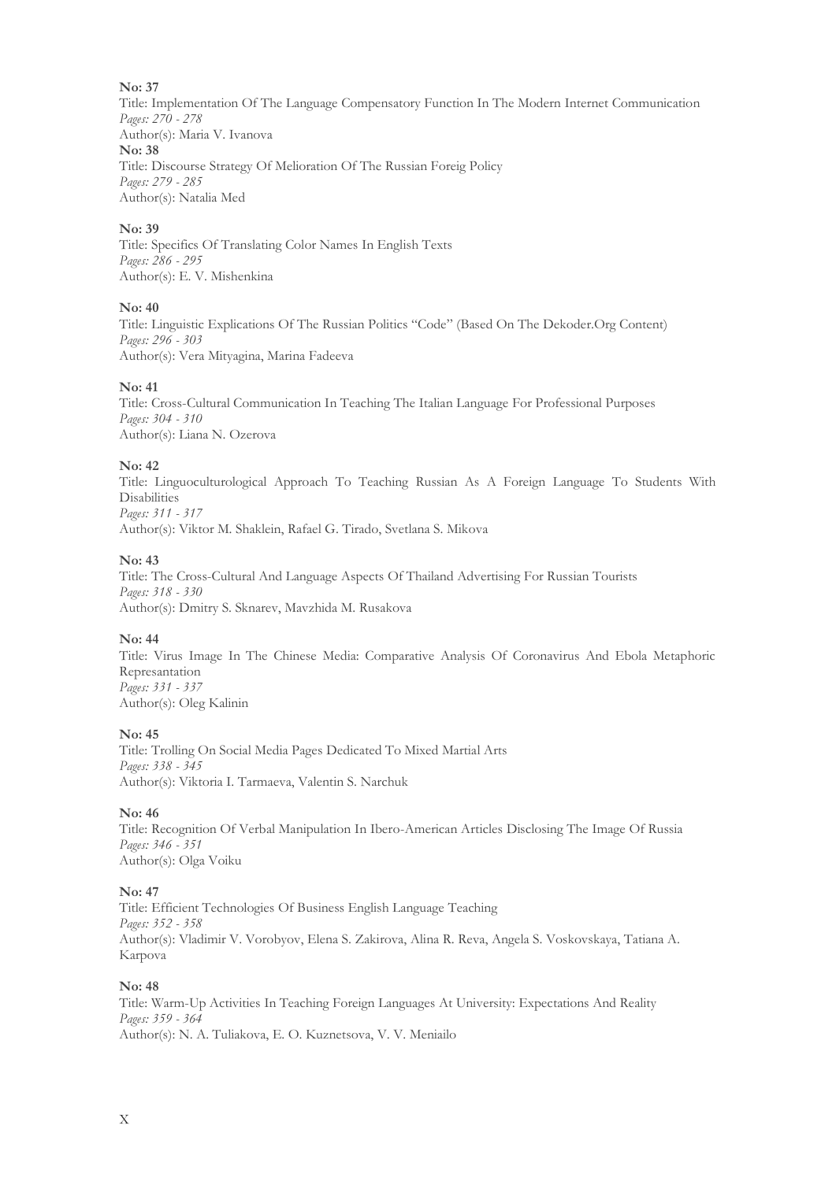**No: 37**
Title: Implementation Of The Language Compensatory Function In The Modern Internet Communication
*Pages: 270 - 278*
Author(s): Maria V. Ivanova
**No: 38**
Title: Discourse Strategy Of Melioration Of The Russian Foreig Policy
*Pages: 279 - 285*
Author(s): Natalia Med

**No: 39**
Title: Specifics Of Translating Color Names In English Texts
*Pages: 286 - 295*
Author(s): E. V. Mishenkina

**No: 40**
Title: Linguistic Explications Of The Russian Politics "Code" (Based On The Dekoder.Org Content)
*Pages: 296 - 303*
Author(s): Vera Mityagina, Marina Fadeeva

**No: 41**
Title: Cross-Cultural Communication In Teaching The Italian Language For Professional Purposes
*Pages: 304 - 310*
Author(s): Liana N. Ozerova

**No: 42**
Title: Linguoculturological Approach To Teaching Russian As A Foreign Language To Students With Disabilities
*Pages: 311 - 317*
Author(s): Viktor M. Shaklein, Rafael G. Tirado, Svetlana S. Mikova

**No: 43**
Title: The Cross-Cultural And Language Aspects Of Thailand Advertising For Russian Tourists
*Pages: 318 - 330*
Author(s): Dmitry S. Sknarev, Mavzhida M. Rusakova

**No: 44**
Title: Virus Image In The Chinese Media: Comparative Analysis Of Coronavirus And Ebola Metaphoric Represantation
*Pages: 331 - 337*
Author(s): Oleg Kalinin

**No: 45**
Title: Trolling On Social Media Pages Dedicated To Mixed Martial Arts
*Pages: 338 - 345*
Author(s): Viktoria I. Tarmaeva, Valentin S. Narchuk

**No: 46**
Title: Recognition Of Verbal Manipulation In Ibero-American Articles Disclosing The Image Of Russia
*Pages: 346 - 351*
Author(s): Olga Voiku

**No: 47**
Title: Efficient Technologies Of Business English Language Teaching
*Pages: 352 - 358*
Author(s): Vladimir V. Vorobyov, Elena S. Zakirova, Alina R. Reva, Angela S. Voskovskaya, Tatiana A. Karpova

**No: 48**
Title: Warm-Up Activities In Teaching Foreign Languages At University: Expectations And Reality
*Pages: 359 - 364*
Author(s): N. A. Tuliakova, E. O. Kuznetsova, V. V. Meniailo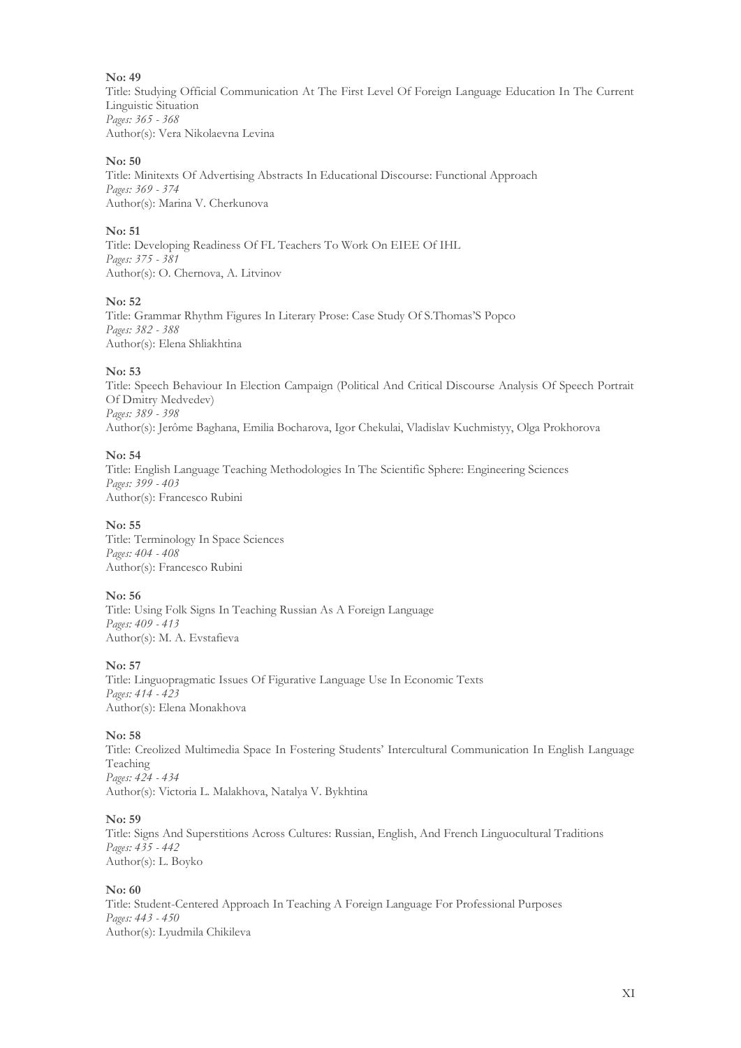**No: 49**
Title: Studying Official Communication At The First Level Of Foreign Language Education In The Current Linguistic Situation
*Pages: 365 - 368*
Author(s): Vera Nikolaevna Levina

**No: 50**
Title: Minitexts Of Advertising Abstracts In Educational Discourse: Functional Approach
*Pages: 369 - 374*
Author(s): Marina V. Cherkunova

**No: 51**
Title: Developing Readiness Of FL Teachers To Work On EIEE Of IHL
*Pages: 375 - 381*
Author(s): O. Chernova, A. Litvinov

**No: 52**
Title: Grammar Rhythm Figures In Literary Prose: Case Study Of S.Thomas'S Popco
*Pages: 382 - 388*
Author(s): Elena Shliakhtina

**No: 53**
Title: Speech Behaviour In Election Campaign (Political And Critical Discourse Analysis Of Speech Portrait Of Dmitry Medvedev)
*Pages: 389 - 398*
Author(s): Jerôme Baghana, Emilia Bocharova, Igor Chekulai, Vladislav Kuchmistyy, Olga Prokhorova

**No: 54**
Title: English Language Teaching Methodologies In The Scientific Sphere: Engineering Sciences
*Pages: 399 - 403*
Author(s): Francesco Rubini

**No: 55**
Title: Terminology In Space Sciences
*Pages: 404 - 408*
Author(s): Francesco Rubini

**No: 56**
Title: Using Folk Signs In Teaching Russian As A Foreign Language
*Pages: 409 - 413*
Author(s): M. A. Evstafieva

**No: 57**
Title: Linguopragmatic Issues Of Figurative Language Use In Economic Texts
*Pages: 414 - 423*
Author(s): Elena Monakhova

**No: 58**
Title: Creolized Multimedia Space In Fostering Students' Intercultural Communication In English Language Teaching
*Pages: 424 - 434*
Author(s): Victoria L. Malakhova, Natalya V. Bykhtina

**No: 59**
Title: Signs And Superstitions Across Cultures: Russian, English, And French Linguocultural Traditions
*Pages: 435 - 442*
Author(s): L. Boyko

**No: 60**
Title: Student-Centered Approach In Teaching A Foreign Language For Professional Purposes
*Pages: 443 - 450*
Author(s): Lyudmila Chikileva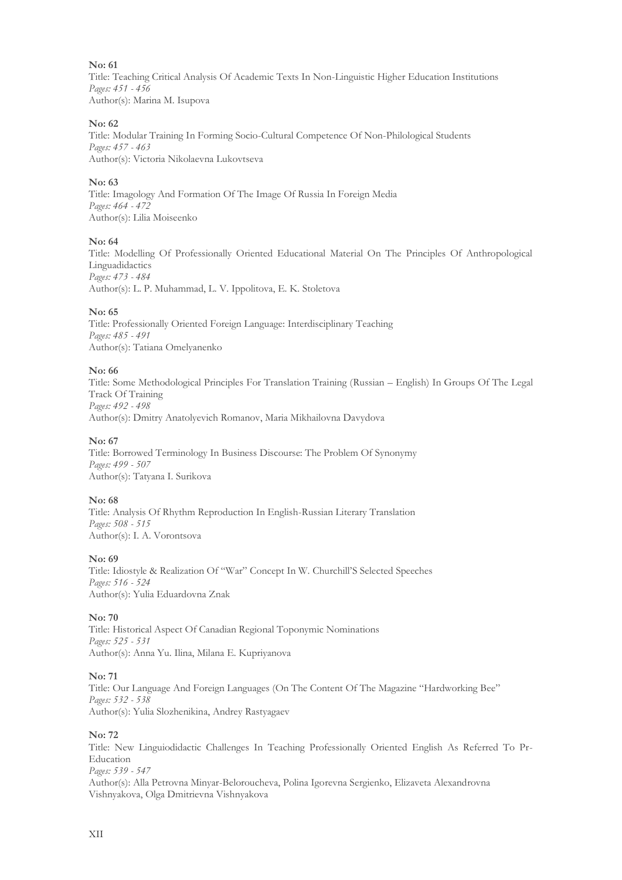**No: 61**
Title: Teaching Critical Analysis Of Academic Texts In Non-Linguistic Higher Education Institutions
*Pages: 451 - 456*
Author(s): Marina M. Isupova

**No: 62**
Title: Modular Training In Forming Socio-Cultural Competence Of Non-Philological Students
*Pages: 457 - 463*
Author(s): Victoria Nikolaevna Lukovtseva

**No: 63**
Title: Imagology And Formation Of The Image Of Russia In Foreign Media
*Pages: 464 - 472*
Author(s): Lilia Moiseenko

**No: 64**
Title: Modelling Of Professionally Oriented Educational Material On The Principles Of Anthropological Linguadidactics
*Pages: 473 - 484*
Author(s): L. P. Muhammad, L. V. Ippolitova, E. K. Stoletova

**No: 65**
Title: Professionally Oriented Foreign Language: Interdisciplinary Teaching
*Pages: 485 - 491*
Author(s): Tatiana Omelyanenko

**No: 66**
Title: Some Methodological Principles For Translation Training (Russian – English) In Groups Of The Legal Track Of Training
*Pages: 492 - 498*
Author(s): Dmitry Anatolyevich Romanov, Maria Mikhailovna Davydova

**No: 67**
Title: Borrowed Terminology In Business Discourse: The Problem Of Synonymy
*Pages: 499 - 507*
Author(s): Tatyana I. Surikova

**No: 68**
Title: Analysis Of Rhythm Reproduction In English-Russian Literary Translation
*Pages: 508 - 515*
Author(s): I. A. Vorontsova

**No: 69**
Title: Idiostyle & Realization Of "War" Concept In W. Churchill'S Selected Speeches
*Pages: 516 - 524*
Author(s): Yulia Eduardovna Znak

**No: 70**
Title: Historical Aspect Of Canadian Regional Toponymic Nominations
*Pages: 525 - 531*
Author(s): Anna Yu. Ilina, Milana E. Kupriyanova

**No: 71**
Title: Our Language And Foreign Languages (On The Content Of The Magazine "Hardworking Bee"
*Pages: 532 - 538*
Author(s): Yulia Slozhenikina, Andrey Rastyagaev

**No: 72**
Title: New Linguiodidactic Challenges In Teaching Professionally Oriented English As Referred To Pr-Education
*Pages: 539 - 547*
Author(s): Alla Petrovna Minyar-Beloroucheva, Polina Igorevna Sergienko, Elizaveta Alexandrovna Vishnyakova, Olga Dmitrievna Vishnyakova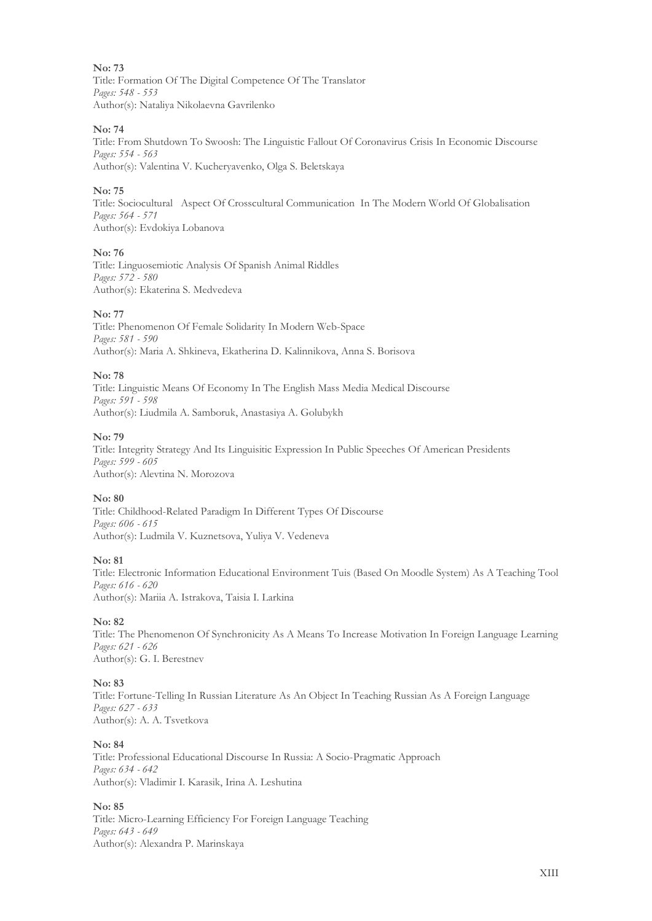**No: 73**
Title: Formation Of The Digital Competence Of The Translator
*Pages: 548 - 553*
Author(s): Nataliya Nikolaevna Gavrilenko

**No: 74**
Title: From Shutdown To Swoosh: The Linguistic Fallout Of Coronavirus Crisis In Economic Discourse
*Pages: 554 - 563*
Author(s): Valentina V. Kucheryavenko, Olga S. Beletskaya

**No: 75**
Title: Sociocultural Aspect Of Crosscultural Communication In The Modern World Of Globalisation
*Pages: 564 - 571*
Author(s): Evdokiya Lobanova

**No: 76**
Title: Linguosemiotic Analysis Of Spanish Animal Riddles
*Pages: 572 - 580*
Author(s): Ekaterina S. Medvedeva

**No: 77**
Title: Phenomenon Of Female Solidarity In Modern Web-Space
*Pages: 581 - 590*
Author(s): Maria A. Shkineva, Ekatherina D. Kalinnikova, Anna S. Borisova

**No: 78**
Title: Linguistic Means Of Economy In The English Mass Media Medical Discourse
*Pages: 591 - 598*
Author(s): Liudmila A. Samboruk, Anastasiya A. Golubykh

**No: 79**
Title: Integrity Strategy And Its Linguisitic Expression In Public Speeches Of American Presidents
*Pages: 599 - 605*
Author(s): Alevtina N. Morozova

**No: 80**
Title: Childhood-Related Paradigm In Different Types Of Discourse
*Pages: 606 - 615*
Author(s): Ludmila V. Kuznetsova, Yuliya V. Vedeneva

**No: 81**
Title: Electronic Information Educational Environment Tuis (Based On Moodle System) As A Teaching Tool
*Pages: 616 - 620*
Author(s): Mariia A. Istrakova, Taisia I. Larkina

**No: 82**
Title: The Phenomenon Of Synchronicity As A Means To Increase Motivation In Foreign Language Learning
*Pages: 621 - 626*
Author(s): G. I. Berestnev

**No: 83**
Title: Fortune-Telling In Russian Literature As An Object In Teaching Russian As A Foreign Language
*Pages: 627 - 633*
Author(s): A. A. Tsvetkova

**No: 84**
Title: Professional Educational Discourse In Russia: A Socio-Pragmatic Approach
*Pages: 634 - 642*
Author(s): Vladimir I. Karasik, Irina A. Leshutina

**No: 85**
Title: Micro-Learning Efficiency For Foreign Language Teaching
*Pages: 643 - 649*
Author(s): Alexandra P. Marinskaya